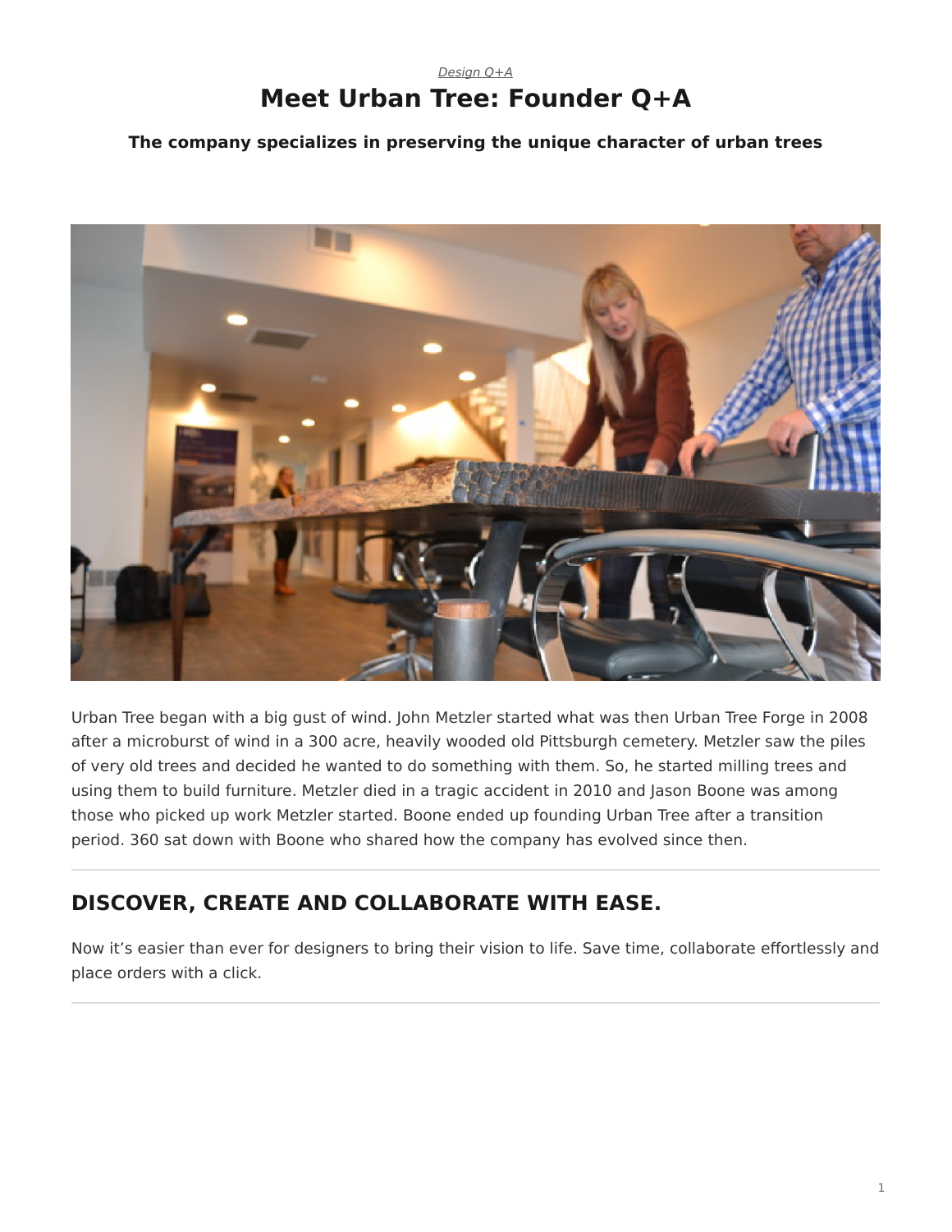*Design Q+A*

# Meet Urban Tree: Founder Q+A

**The company specializes in preserving the unique character of urban trees**

Urban Tree began with a big gust of wind. John Metzler started what was then Urban Tree Forge in 2008 after a microburst of wind in a 300 acre, heavily wooded old Pittsburgh cemetery. Metzler saw the piles of very old trees and decided he wanted to do something with them. So, he started milling trees and using them to build furniture. Metzler died in a tragic accident in 2010 and Jason Boone was among those who picked up work Metzler started. Boone ended up founding Urban Tree after a transition period. 360 sat down with Boone who shared how the company has evolved since then.

---

## DISCOVER, CREATE AND COLLABORATE WITH EASE.

Now it's easier than ever for designers to bring their vision to life. Save time, collaborate effortlessly and place orders with a click.

---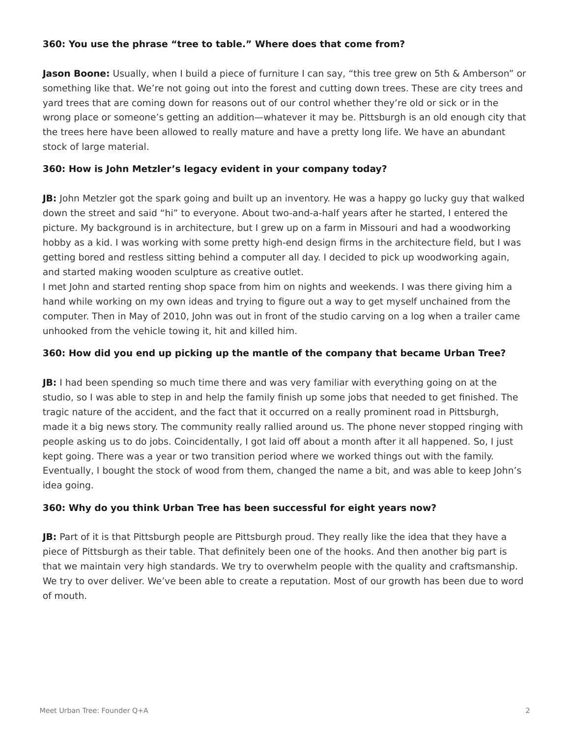**360: You use the phrase "tree to table." Where does that come from?**

**Jason Boone:** Usually, when I build a piece of furniture I can say, "this tree grew on 5th & Amberson" or something like that. We're not going out into the forest and cutting down trees. These are city trees and yard trees that are coming down for reasons out of our control whether they're old or sick or in the wrong place or someone's getting an addition—whatever it may be. Pittsburgh is an old enough city that the trees here have been allowed to really mature and have a pretty long life. We have an abundant stock of large material.

**360: How is John Metzler's legacy evident in your company today?**

**JB:** John Metzler got the spark going and built up an inventory. He was a happy go lucky guy that walked down the street and said "hi" to everyone. About two-and-a-half years after he started, I entered the picture. My background is in architecture, but I grew up on a farm in Missouri and had a woodworking hobby as a kid. I was working with some pretty high-end design firms in the architecture field, but I was getting bored and restless sitting behind a computer all day. I decided to pick up woodworking again, and started making wooden sculpture as creative outlet.

I met John and started renting shop space from him on nights and weekends. I was there giving him a hand while working on my own ideas and trying to figure out a way to get myself unchained from the computer. Then in May of 2010, John was out in front of the studio carving on a log when a trailer came unhooked from the vehicle towing it, hit and killed him.

**360: How did you end up picking up the mantle of the company that became Urban Tree?**

**JB:** I had been spending so much time there and was very familiar with everything going on at the studio, so I was able to step in and help the family finish up some jobs that needed to get finished. The tragic nature of the accident, and the fact that it occurred on a really prominent road in Pittsburgh, made it a big news story. The community really rallied around us. The phone never stopped ringing with people asking us to do jobs. Coincidentally, I got laid off about a month after it all happened. So, I just kept going. There was a year or two transition period where we worked things out with the family. Eventually, I bought the stock of wood from them, changed the name a bit, and was able to keep John's idea going.

**360: Why do you think Urban Tree has been successful for eight years now?**

**JB:** Part of it is that Pittsburgh people are Pittsburgh proud. They really like the idea that they have a piece of Pittsburgh as their table. That definitely been one of the hooks. And then another big part is that we maintain very high standards. We try to overwhelm people with the quality and craftsmanship. We try to over deliver. We've been able to create a reputation. Most of our growth has been due to word of mouth.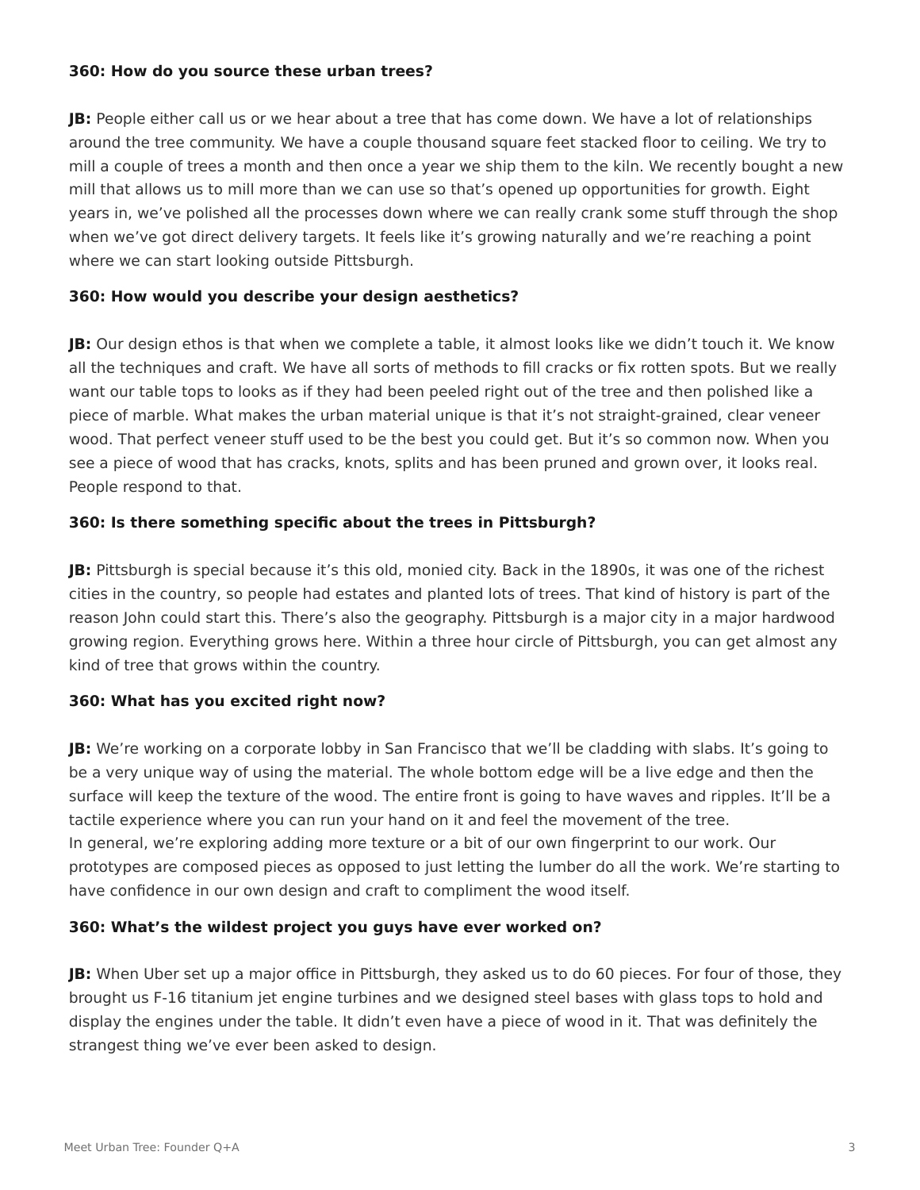**360: How do you source these urban trees?**

**JB:** People either call us or we hear about a tree that has come down. We have a lot of relationships around the tree community. We have a couple thousand square feet stacked floor to ceiling. We try to mill a couple of trees a month and then once a year we ship them to the kiln. We recently bought a new mill that allows us to mill more than we can use so that's opened up opportunities for growth. Eight years in, we've polished all the processes down where we can really crank some stuff through the shop when we've got direct delivery targets. It feels like it's growing naturally and we're reaching a point where we can start looking outside Pittsburgh.

**360: How would you describe your design aesthetics?**

**JB:** Our design ethos is that when we complete a table, it almost looks like we didn't touch it. We know all the techniques and craft. We have all sorts of methods to fill cracks or fix rotten spots. But we really want our table tops to looks as if they had been peeled right out of the tree and then polished like a piece of marble. What makes the urban material unique is that it's not straight-grained, clear veneer wood. That perfect veneer stuff used to be the best you could get. But it's so common now. When you see a piece of wood that has cracks, knots, splits and has been pruned and grown over, it looks real. People respond to that.

**360: Is there something specific about the trees in Pittsburgh?**

**JB:** Pittsburgh is special because it's this old, monied city. Back in the 1890s, it was one of the richest cities in the country, so people had estates and planted lots of trees. That kind of history is part of the reason John could start this. There's also the geography. Pittsburgh is a major city in a major hardwood growing region. Everything grows here. Within a three hour circle of Pittsburgh, you can get almost any kind of tree that grows within the country.

**360: What has you excited right now?**

**JB:** We're working on a corporate lobby in San Francisco that we'll be cladding with slabs. It's going to be a very unique way of using the material. The whole bottom edge will be a live edge and then the surface will keep the texture of the wood. The entire front is going to have waves and ripples. It'll be a tactile experience where you can run your hand on it and feel the movement of the tree.
In general, we're exploring adding more texture or a bit of our own fingerprint to our work. Our prototypes are composed pieces as opposed to just letting the lumber do all the work. We're starting to have confidence in our own design and craft to compliment the wood itself.

**360: What's the wildest project you guys have ever worked on?**

**JB:** When Uber set up a major office in Pittsburgh, they asked us to do 60 pieces. For four of those, they brought us F-16 titanium jet engine turbines and we designed steel bases with glass tops to hold and display the engines under the table. It didn't even have a piece of wood in it. That was definitely the strangest thing we've ever been asked to design.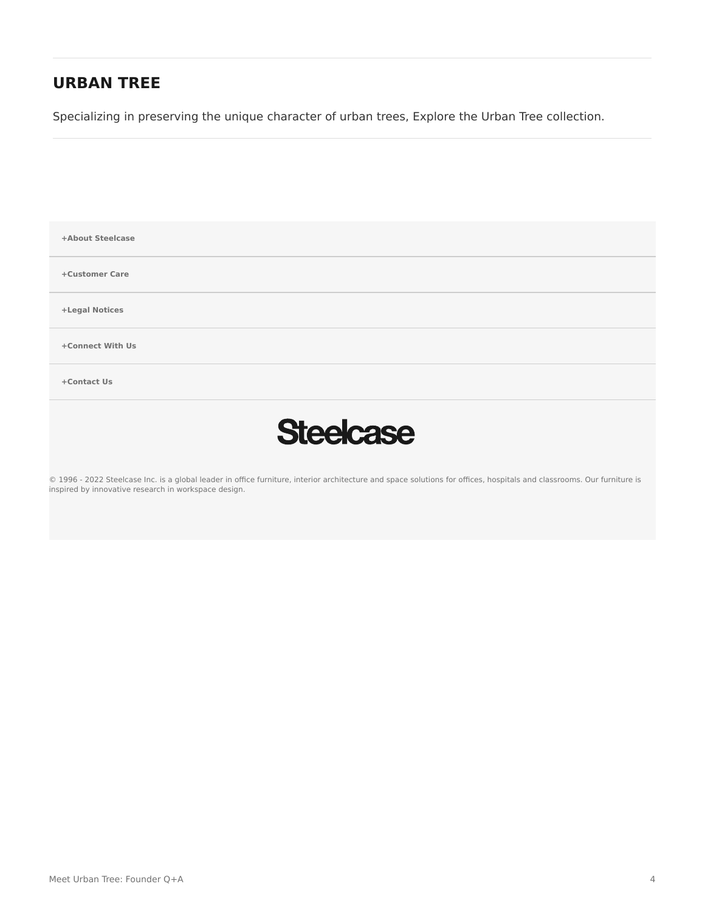## URBAN TREE

Specializing in preserving the unique character of urban trees, Explore the Urban Tree collection.

**+About Steelcase**

**+Customer Care**

**+Legal Notices**

**+Connect With Us**

**+Contact Us**

Steelcase

© 1996 - 2022 Steelcase Inc. is a global leader in office furniture, interior architecture and space solutions for offices, hospitals and classrooms. Our furniture is inspired by innovative research in workspace design.